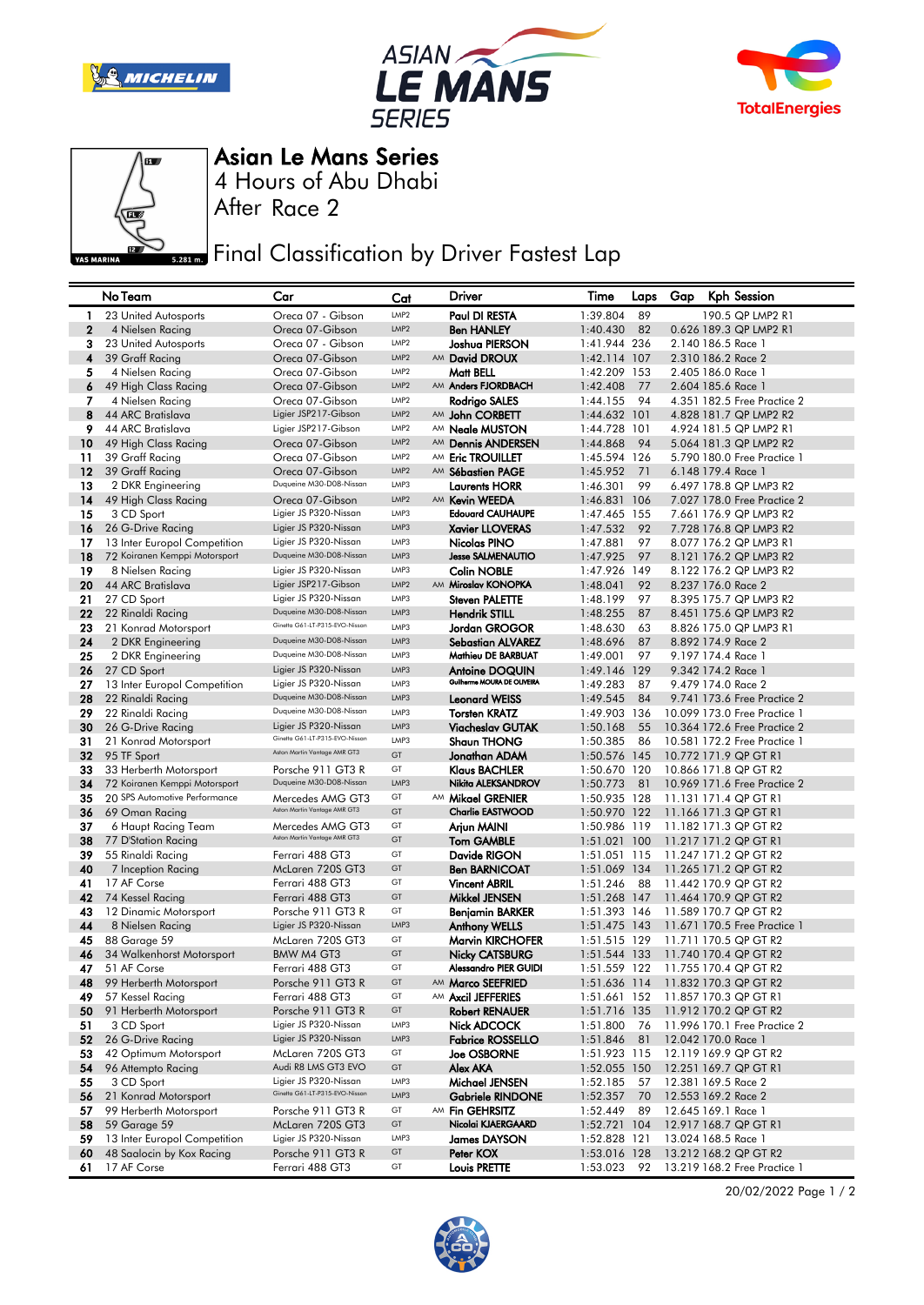# Asian Le Mans Series

4 Hours of Abu Dhabi

After Race 2

## Final Classification by Driver Fastest Lap

| No | Team | Car | Cat | | Driver | Time | Laps | Gap | Kph | Session |
|---|---|---|---|---|---|---|---|---|---|---|
| 1 | 23 United Autosports | Oreca 07 - Gibson | LMP2 | | Paul DI RESTA | 1:39.804 | 89 | | 190.5 | QP LMP2 R1 |
| 2 | 4 Nielsen Racing | Oreca 07-Gibson | LMP2 | | Ben HANLEY | 1:40.430 | 82 | 0.626 | 189.3 | QP LMP2 R1 |
| 3 | 23 United Autosports | Oreca 07 - Gibson | LMP2 | | Joshua PIERSON | 1:41.944 | 236 | 2.140 | 186.5 | Race 1 |
| 4 | 39 Graff Racing | Oreca 07-Gibson | LMP2 | AM | David DROUX | 1:42.114 | 107 | 2.310 | 186.2 | Race 2 |
| 5 | 4 Nielsen Racing | Oreca 07-Gibson | LMP2 | | Matt BELL | 1:42.209 | 153 | 2.405 | 186.0 | Race 1 |
| 6 | 49 High Class Racing | Oreca 07-Gibson | LMP2 | AM | Anders FJORDBACH | 1:42.408 | 77 | 2.604 | 185.6 | Race 1 |
| 7 | 4 Nielsen Racing | Oreca 07-Gibson | LMP2 | | Rodrigo SALES | 1:44.155 | 94 | 4.351 | 182.5 | Free Practice 2 |
| 8 | 44 ARC Bratislava | Ligier JSP217-Gibson | LMP2 | AM | John CORBETT | 1:44.632 | 101 | 4.828 | 181.7 | QP LMP2 R2 |
| 9 | 44 ARC Bratislava | Ligier JSP217-Gibson | LMP2 | AM | Neale MUSTON | 1:44.728 | 101 | 4.924 | 181.5 | QP LMP2 R1 |
| 10 | 49 High Class Racing | Oreca 07-Gibson | LMP2 | AM | Dennis ANDERSEN | 1:44.868 | 94 | 5.064 | 181.3 | QP LMP2 R2 |
| 11 | 39 Graff Racing | Oreca 07-Gibson | LMP2 | AM | Eric TROUILLET | 1:45.594 | 126 | 5.790 | 180.0 | Free Practice 1 |
| 12 | 39 Graff Racing | Oreca 07-Gibson | LMP2 | AM | Sébastien PAGE | 1:45.952 | 71 | 6.148 | 179.4 | Race 1 |
| 13 | 2 DKR Engineering | Duqueine M30-D08-Nissan | LMP3 | | Laurents HORR | 1:46.301 | 99 | 6.497 | 178.8 | QP LMP3 R2 |
| 14 | 49 High Class Racing | Oreca 07-Gibson | LMP2 | AM | Kevin WEEDA | 1:46.831 | 106 | 7.027 | 178.0 | Free Practice 2 |
| 15 | 3 CD Sport | Ligier JS P320-Nissan | LMP3 | | Edouard CAUHAUPE | 1:47.465 | 155 | 7.661 | 176.9 | QP LMP3 R2 |
| 16 | 26 G-Drive Racing | Ligier JS P320-Nissan | LMP3 | | Xavier LLOVERAS | 1:47.532 | 92 | 7.728 | 176.8 | QP LMP3 R2 |
| 17 | 13 Inter Europol Competition | Ligier JS P320-Nissan | LMP3 | | Nicolas PINO | 1:47.881 | 97 | 8.077 | 176.2 | QP LMP3 R1 |
| 18 | 72 Koiranen Kemppi Motorsport | Duqueine M30-D08-Nissan | LMP3 | | Jesse SALMENAUTIO | 1:47.925 | 97 | 8.121 | 176.2 | QP LMP3 R2 |
| 19 | 8 Nielsen Racing | Ligier JS P320-Nissan | LMP3 | | Colin NOBLE | 1:47.926 | 149 | 8.122 | 176.2 | QP LMP3 R2 |
| 20 | 44 ARC Bratislava | Ligier JSP217-Gibson | LMP2 | AM | Miroslav KONOPKA | 1:48.041 | 92 | 8.237 | 176.0 | Race 2 |
| 21 | 27 CD Sport | Ligier JS P320-Nissan | LMP3 | | Steven PALETTE | 1:48.199 | 97 | 8.395 | 175.7 | QP LMP3 R2 |
| 22 | 22 Rinaldi Racing | Duqueine M30-D08-Nissan | LMP3 | | Hendrik STILL | 1:48.255 | 87 | 8.451 | 175.6 | QP LMP3 R2 |
| 23 | 21 Konrad Motorsport | Ginetta G61-LT-P315-EVO-Nissan | LMP3 | | Jordan GROGOR | 1:48.630 | 63 | 8.826 | 175.0 | QP LMP3 R1 |
| 24 | 2 DKR Engineering | Duqueine M30-D08-Nissan | LMP3 | | Sebastian ALVAREZ | 1:48.696 | 87 | 8.892 | 174.9 | Race 2 |
| 25 | 2 DKR Engineering | Duqueine M30-D08-Nissan | LMP3 | | Mathieu DE BARBUAT | 1:49.001 | 97 | 9.197 | 174.4 | Race 1 |
| 26 | 27 CD Sport | Ligier JS P320-Nissan | LMP3 | | Antoine DOQUIN | 1:49.146 | 129 | 9.342 | 174.2 | Race 1 |
| 27 | 13 Inter Europol Competition | Ligier JS P320-Nissan | LMP3 | | Guilherme MOURA DE OLIVEIRA | 1:49.283 | 87 | 9.479 | 174.0 | Race 2 |
| 28 | 22 Rinaldi Racing | Duqueine M30-D08-Nissan | LMP3 | | Leonard WEISS | 1:49.545 | 84 | 9.741 | 173.6 | Free Practice 2 |
| 29 | 22 Rinaldi Racing | Duqueine M30-D08-Nissan | LMP3 | | Torsten KRATZ | 1:49.903 | 136 | 10.099 | 173.0 | Free Practice 1 |
| 30 | 26 G-Drive Racing | Ligier JS P320-Nissan | LMP3 | | Viacheslav GUTAK | 1:50.168 | 55 | 10.364 | 172.6 | Free Practice 2 |
| 31 | 21 Konrad Motorsport | Ginetta G61-LT-P315-EVO-Nissan | LMP3 | | Shaun THONG | 1:50.385 | 86 | 10.581 | 172.2 | Free Practice 1 |
| 32 | 95 TF Sport | Aston Martin Vantage AMR GT3 | GT | | Jonathan ADAM | 1:50.576 | 145 | 10.772 | 171.9 | QP GT R1 |
| 33 | 33 Herberth Motorsport | Porsche 911 GT3 R | GT | | Klaus BACHLER | 1:50.670 | 120 | 10.866 | 171.8 | QP GT R2 |
| 34 | 72 Koiranen Kemppi Motorsport | Duqueine M30-D08-Nissan | LMP3 | | Nikita ALEKSANDROV | 1:50.773 | 81 | 10.969 | 171.6 | Free Practice 2 |
| 35 | 20 SPS Automotive Performance | Mercedes AMG GT3 | GT | AM | Mikael GRENIER | 1:50.935 | 128 | 11.131 | 171.4 | QP GT R1 |
| 36 | 69 Oman Racing | Aston Martin Vantage AMR GT3 | GT | | Charlie EASTWOOD | 1:50.970 | 122 | 11.166 | 171.3 | QP GT R1 |
| 37 | 6 Haupt Racing Team | Mercedes AMG GT3 | GT | | Arjun MAINI | 1:50.986 | 119 | 11.182 | 171.3 | QP GT R2 |
| 38 | 77 D'Station Racing | Aston Martin Vantage AMR GT3 | GT | | Tom GAMBLE | 1:51.021 | 100 | 11.217 | 171.2 | QP GT R1 |
| 39 | 55 Rinaldi Racing | Ferrari 488 GT3 | GT | | Davide RIGON | 1:51.051 | 115 | 11.247 | 171.2 | QP GT R2 |
| 40 | 7 Inception Racing | McLaren 720S GT3 | GT | | Ben BARNICOAT | 1:51.069 | 134 | 11.265 | 171.2 | QP GT R2 |
| 41 | 17 AF Corse | Ferrari 488 GT3 | GT | | Vincent ABRIL | 1:51.246 | 88 | 11.442 | 170.9 | QP GT R2 |
| 42 | 74 Kessel Racing | Ferrari 488 GT3 | GT | | Mikkel JENSEN | 1:51.268 | 147 | 11.464 | 170.9 | QP GT R2 |
| 43 | 12 Dinamic Motorsport | Porsche 911 GT3 R | GT | | Benjamin BARKER | 1:51.393 | 146 | 11.589 | 170.7 | QP GT R2 |
| 44 | 8 Nielsen Racing | Ligier JS P320-Nissan | LMP3 | | Anthony WELLS | 1:51.475 | 143 | 11.671 | 170.5 | Free Practice 1 |
| 45 | 88 Garage 59 | McLaren 720S GT3 | GT | | Marvin KIRCHOFER | 1:51.515 | 129 | 11.711 | 170.5 | QP GT R2 |
| 46 | 34 Walkenhorst Motorsport | BMW M4 GT3 | GT | | Nicky CATSBURG | 1:51.544 | 133 | 11.740 | 170.4 | QP GT R2 |
| 47 | 51 AF Corse | Ferrari 488 GT3 | GT | | Alessandro PIER GUIDI | 1:51.559 | 122 | 11.755 | 170.4 | QP GT R2 |
| 48 | 99 Herberth Motorsport | Porsche 911 GT3 R | GT | AM | Marco SEEFRIED | 1:51.636 | 114 | 11.832 | 170.3 | QP GT R2 |
| 49 | 57 Kessel Racing | Ferrari 488 GT3 | GT | AM | Axcil JEFFERIES | 1:51.661 | 152 | 11.857 | 170.3 | QP GT R1 |
| 50 | 91 Herberth Motorsport | Porsche 911 GT3 R | GT | | Robert RENAUER | 1:51.716 | 135 | 11.912 | 170.2 | QP GT R2 |
| 51 | 3 CD Sport | Ligier JS P320-Nissan | LMP3 | | Nick ADCOCK | 1:51.800 | 76 | 11.996 | 170.1 | Free Practice 2 |
| 52 | 26 G-Drive Racing | Ligier JS P320-Nissan | LMP3 | | Fabrice ROSSELLO | 1:51.846 | 81 | 12.042 | 170.0 | Race 1 |
| 53 | 42 Optimum Motorsport | McLaren 720S GT3 | GT | | Joe OSBORNE | 1:51.923 | 115 | 12.119 | 169.9 | QP GT R2 |
| 54 | 96 Attempto Racing | Audi R8 LMS GT3 EVO | GT | | Alex AKA | 1:52.055 | 150 | 12.251 | 169.7 | QP GT R1 |
| 55 | 3 CD Sport | Ligier JS P320-Nissan | LMP3 | | Michael JENSEN | 1:52.185 | 57 | 12.381 | 169.5 | Race 2 |
| 56 | 21 Konrad Motorsport | Ginetta G61-LT-P315-EVO-Nissan | LMP3 | | Gabriele RINDONE | 1:52.357 | 70 | 12.553 | 169.2 | Race 2 |
| 57 | 99 Herberth Motorsport | Porsche 911 GT3 R | GT | AM | Fin GEHRSITZ | 1:52.449 | 89 | 12.645 | 169.1 | Race 1 |
| 58 | 59 Garage 59 | McLaren 720S GT3 | GT | | Nicolai KJAERGAARD | 1:52.721 | 104 | 12.917 | 168.7 | QP GT R1 |
| 59 | 13 Inter Europol Competition | Ligier JS P320-Nissan | LMP3 | | James DAYSON | 1:52.828 | 121 | 13.024 | 168.5 | Race 1 |
| 60 | 48 Saalocin by Kox Racing | Porsche 911 GT3 R | GT | | Peter KOX | 1:53.016 | 128 | 13.212 | 168.2 | QP GT R2 |
| 61 | 17 AF Corse | Ferrari 488 GT3 | GT | | Louis PRETTE | 1:53.023 | 92 | 13.219 | 168.2 | Free Practice 1 |

20/02/2022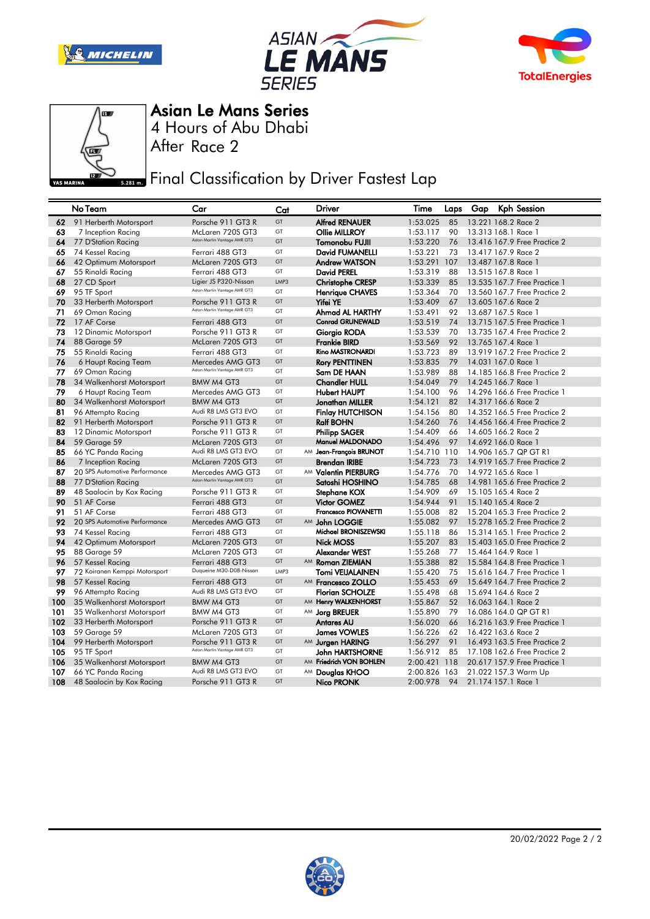# Asian Le Mans Series

4 Hours of Abu Dhabi

After Race 2

## Final Classification by Driver Fastest Lap

| | No Team | Car | Cat | | Driver | Time | Laps | Gap | Kph | Session |
|---|---|---|---|---|---|---|---|---|---|---|
| 62 | 91 Herberth Motorsport | Porsche 911 GT3 R | GT | | Alfred RENAUER | 1:53.025 | 85 | 13.221 | 168.2 | Race 2 |
| 63 | 7 Inception Racing | McLaren 720S GT3 | GT | | Ollie MILLROY | 1:53.117 | 90 | 13.313 | 168.1 | Race 1 |
| 64 | 77 D'Station Racing | Aston Martin Vantage AMR GT3 | GT | | Tomonobu FUJII | 1:53.220 | 76 | 13.416 | 167.9 | Free Practice 2 |
| 65 | 74 Kessel Racing | Ferrari 488 GT3 | GT | | David FUMANELLI | 1:53.221 | 73 | 13.417 | 167.9 | Race 2 |
| 66 | 42 Optimum Motorsport | McLaren 720S GT3 | GT | | Andrew WATSON | 1:53.291 | 107 | 13.487 | 167.8 | Race 1 |
| 67 | 55 Rinaldi Racing | Ferrari 488 GT3 | GT | | David PEREL | 1:53.319 | 88 | 13.515 | 167.8 | Race 1 |
| 68 | 27 CD Sport | Ligier JS P320-Nissan | LMP3 | | Christophe CRESP | 1:53.339 | 85 | 13.535 | 167.7 | Free Practice 1 |
| 69 | 95 TF Sport | Aston Martin Vantage AMR GT3 | GT | | Henrique CHAVES | 1:53.364 | 70 | 13.560 | 167.7 | Free Practice 2 |
| 70 | 33 Herberth Motorsport | Porsche 911 GT3 R | GT | | Yifei YE | 1:53.409 | 67 | 13.605 | 167.6 | Race 2 |
| 71 | 69 Oman Racing | Aston Martin Vantage AMR GT3 | GT | | Ahmad AL HARTHY | 1:53.491 | 92 | 13.687 | 167.5 | Race 1 |
| 72 | 17 AF Corse | Ferrari 488 GT3 | GT | | Conrad GRUNEWALD | 1:53.519 | 74 | 13.715 | 167.5 | Free Practice 1 |
| 73 | 12 Dinamic Motorsport | Porsche 911 GT3 R | GT | | Giorgio RODA | 1:53.539 | 70 | 13.735 | 167.4 | Free Practice 2 |
| 74 | 88 Garage 59 | McLaren 720S GT3 | GT | | Frankie BIRD | 1:53.569 | 92 | 13.765 | 167.4 | Race 1 |
| 75 | 55 Rinaldi Racing | Ferrari 488 GT3 | GT | | Rino MASTRONARDI | 1:53.723 | 89 | 13.919 | 167.2 | Free Practice 2 |
| 76 | 6 Haupt Racing Team | Mercedes AMG GT3 | GT | | Rory PENTTINEN | 1:53.835 | 79 | 14.031 | 167.0 | Race 1 |
| 77 | 69 Oman Racing | Aston Martin Vantage AMR GT3 | GT | | Sam DE HAAN | 1:53.989 | 88 | 14.185 | 166.8 | Free Practice 2 |
| 78 | 34 Walkenhorst Motorsport | BMW M4 GT3 | GT | | Chandler HULL | 1:54.049 | 79 | 14.245 | 166.7 | Race 2 |
| 79 | 6 Haupt Racing Team | Mercedes AMG GT3 | GT | | Hubert HAUPT | 1:54.100 | 96 | 14.296 | 166.6 | Free Practice 1 |
| 80 | 34 Walkenhorst Motorsport | BMW M4 GT3 | GT | | Jonathan MILLER | 1:54.121 | 82 | 14.317 | 166.6 | Race 2 |
| 81 | 96 Attempto Racing | Audi R8 LMS GT3 EVO | GT | | Finlay HUTCHISON | 1:54.156 | 80 | 14.352 | 166.5 | Free Practice 2 |
| 82 | 91 Herberth Motorsport | Porsche 911 GT3 R | GT | | Ralf BOHN | 1:54.260 | 76 | 14.456 | 166.4 | Free Practice 2 |
| 83 | 12 Dinamic Motorsport | Porsche 911 GT3 R | GT | | Philipp SAGER | 1:54.409 | 66 | 14.605 | 166.2 | Race 2 |
| 84 | 59 Garage 59 | McLaren 720S GT3 | GT | | Manuel MALDONADO | 1:54.496 | 97 | 14.692 | 166.0 | Race 1 |
| 85 | 66 YC Panda Racing | Audi R8 LMS GT3 EVO | GT | AM | Jean-François BRUNOT | 1:54.710 | 110 | 14.906 | 165.7 | QP GT R1 |
| 86 | 7 Inception Racing | McLaren 720S GT3 | GT | | Brendan IRIBE | 1:54.723 | 73 | 14.919 | 165.7 | Free Practice 2 |
| 87 | 20 SPS Automotive Performance | Mercedes AMG GT3 | GT | AM | Valentin PIERBURG | 1:54.776 | 70 | 14.972 | 165.6 | Race 1 |
| 88 | 77 D'Station Racing | Aston Martin Vantage AMR GT3 | GT | | Satoshi HOSHINO | 1:54.785 | 68 | 14.981 | 165.6 | Free Practice 2 |
| 89 | 48 Saalocin by Kox Racing | Porsche 911 GT3 R | GT | | Stephane KOX | 1:54.909 | 69 | 15.105 | 165.4 | Race 2 |
| 90 | 51 AF Corse | Ferrari 488 GT3 | GT | | Victor GOMEZ | 1:54.944 | 91 | 15.140 | 165.4 | Race 2 |
| 91 | 51 AF Corse | Ferrari 488 GT3 | GT | | Francesco PIOVANETTI | 1:55.008 | 82 | 15.204 | 165.3 | Free Practice 2 |
| 92 | 20 SPS Automotive Performance | Mercedes AMG GT3 | GT | AM | John LOGGIE | 1:55.082 | 97 | 15.278 | 165.2 | Free Practice 2 |
| 93 | 74 Kessel Racing | Ferrari 488 GT3 | GT | | Michael BRONISZEWSKI | 1:55.118 | 86 | 15.314 | 165.1 | Free Practice 2 |
| 94 | 42 Optimum Motorsport | McLaren 720S GT3 | GT | | Nick MOSS | 1:55.207 | 83 | 15.403 | 165.0 | Free Practice 2 |
| 95 | 88 Garage 59 | McLaren 720S GT3 | GT | | Alexander WEST | 1:55.268 | 77 | 15.464 | 164.9 | Race 2 |
| 96 | 57 Kessel Racing | Ferrari 488 GT3 | GT | AM | Roman ZIEMIAN | 1:55.388 | 82 | 15.584 | 164.8 | Free Practice 1 |
| 97 | 72 Koiranen Kemppi Motorsport | Duqueine M30-D08-Nissan | LMP3 | | Tomi VEIJALAINEN | 1:55.420 | 75 | 15.616 | 164.7 | Free Practice 1 |
| 98 | 57 Kessel Racing | Ferrari 488 GT3 | GT | AM | Francesco ZOLLO | 1:55.453 | 69 | 15.649 | 164.7 | Free Practice 2 |
| 99 | 96 Attempto Racing | Audi R8 LMS GT3 EVO | GT | | Florian SCHOLZE | 1:55.498 | 68 | 15.694 | 164.6 | Race 2 |
| 100 | 35 Walkenhorst Motorsport | BMW M4 GT3 | GT | AM | Henry WALKENHORST | 1:55.867 | 52 | 16.063 | 164.1 | Race 2 |
| 101 | 35 Walkenhorst Motorsport | BMW M4 GT3 | GT | AM | Jorg BREUER | 1:55.890 | 79 | 16.086 | 164.0 | QP GT R1 |
| 102 | 33 Herberth Motorsport | Porsche 911 GT3 R | GT | | Antares AU | 1:56.020 | 66 | 16.216 | 163.9 | Free Practice 1 |
| 103 | 59 Garage 59 | McLaren 720S GT3 | GT | | James VOWLES | 1:56.226 | 62 | 16.422 | 163.6 | Race 2 |
| 104 | 99 Herberth Motorsport | Porsche 911 GT3 R | GT | AM | Jurgen HARING | 1:56.297 | 91 | 16.493 | 163.5 | Free Practice 2 |
| 105 | 95 TF Sport | Aston Martin Vantage AMR GT3 | GT | | John HARTSHORNE | 1:56.912 | 85 | 17.108 | 162.6 | Free Practice 2 |
| 106 | 35 Walkenhorst Motorsport | BMW M4 GT3 | GT | AM | Friedrich VON BOHLEN | 2:00.421 | 118 | 20.617 | 157.9 | Free Practice 1 |
| 107 | 66 YC Panda Racing | Audi R8 LMS GT3 EVO | GT | AM | Douglas KHOO | 2:00.826 | 163 | 21.022 | 157.3 | Warm Up |
| 108 | 48 Saalocin by Kox Racing | Porsche 911 GT3 R | GT | | Nico PRONK | 2:00.978 | 94 | 21.174 | 157.1 | Race 1 |

20/02/2022